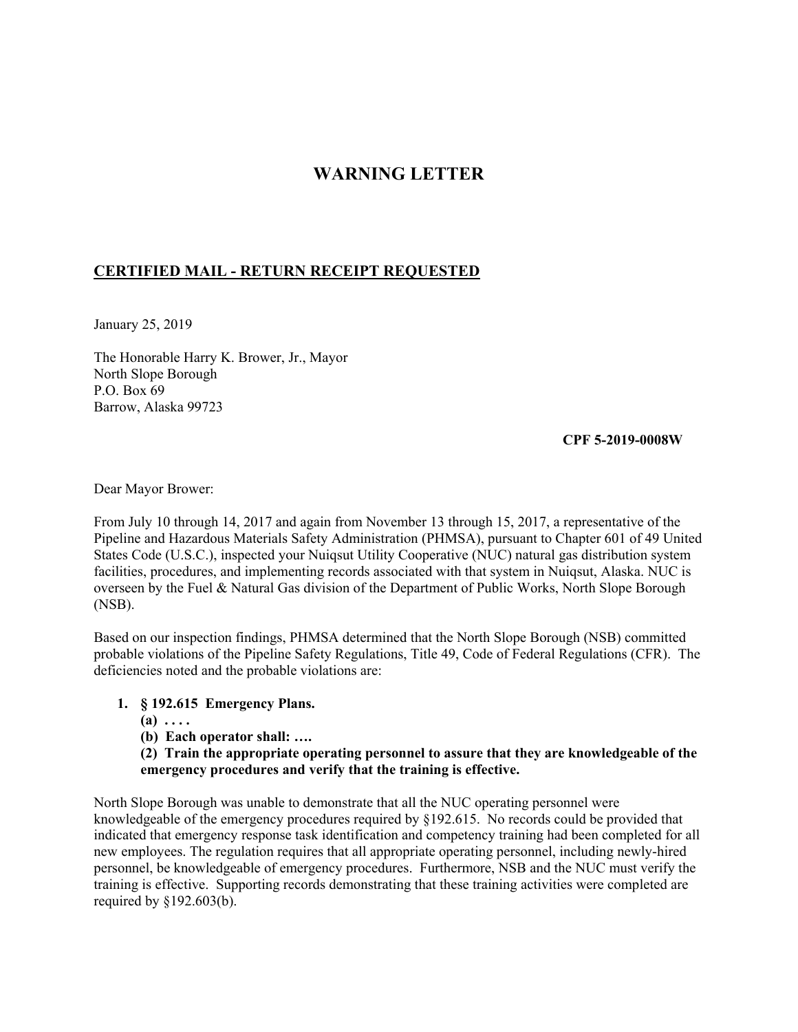# WARNING LETTER

**CERTIFIED MAIL - RETURN RECEIPT REQUESTED**

January 25, 2019

The Honorable Harry K. Brower, Jr., Mayor
North Slope Borough
P.O. Box 69
Barrow, Alaska 99723

**CPF 5-2019-0008W**

Dear Mayor Brower:

From July 10 through 14, 2017 and again from November 13 through 15, 2017, a representative of the Pipeline and Hazardous Materials Safety Administration (PHMSA), pursuant to Chapter 601 of 49 United States Code (U.S.C.), inspected your Nuiqsut Utility Cooperative (NUC) natural gas distribution system facilities, procedures, and implementing records associated with that system in Nuiqsut, Alaska. NUC is overseen by the Fuel & Natural Gas division of the Department of Public Works, North Slope Borough (NSB).

Based on our inspection findings, PHMSA determined that the North Slope Borough (NSB) committed probable violations of the Pipeline Safety Regulations, Title 49, Code of Federal Regulations (CFR). The deficiencies noted and the probable violations are:

1. **§ 192.615 Emergency Plans.**
   **(a) . . . .**
   **(b) Each operator shall: ….**
   **(2) Train the appropriate operating personnel to assure that they are knowledgeable of the emergency procedures and verify that the training is effective.**

North Slope Borough was unable to demonstrate that all the NUC operating personnel were knowledgeable of the emergency procedures required by §192.615. No records could be provided that indicated that emergency response task identification and competency training had been completed for all new employees. The regulation requires that all appropriate operating personnel, including newly-hired personnel, be knowledgeable of emergency procedures. Furthermore, NSB and the NUC must verify the training is effective. Supporting records demonstrating that these training activities were completed are required by §192.603(b).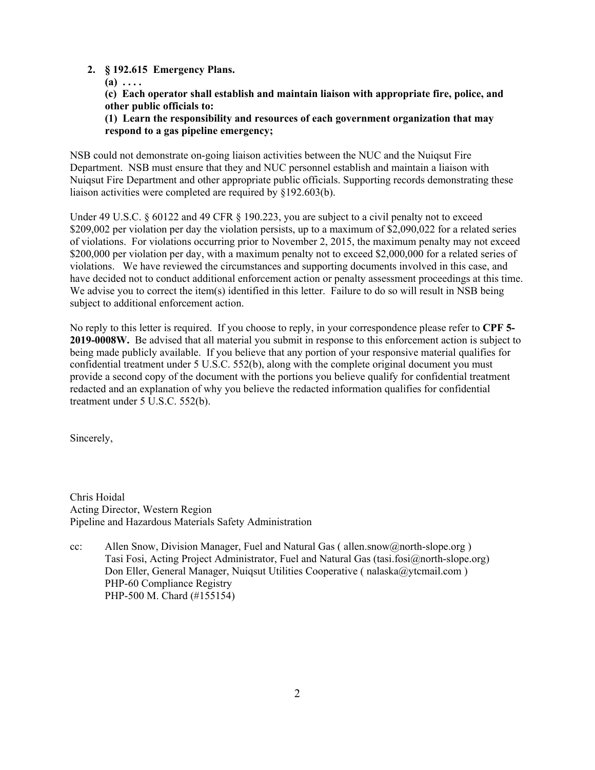2. **§ 192.615 Emergency Plans.**
   **(a) . . . .**
   **(c) Each operator shall establish and maintain liaison with appropriate fire, police, and other public officials to:**
   **(1) Learn the responsibility and resources of each government organization that may respond to a gas pipeline emergency;**

NSB could not demonstrate on-going liaison activities between the NUC and the Nuiqsut Fire Department. NSB must ensure that they and NUC personnel establish and maintain a liaison with Nuiqsut Fire Department and other appropriate public officials. Supporting records demonstrating these liaison activities were completed are required by §192.603(b).

Under 49 U.S.C. § 60122 and 49 CFR § 190.223, you are subject to a civil penalty not to exceed $209,002 per violation per day the violation persists, up to a maximum of $2,090,022 for a related series of violations. For violations occurring prior to November 2, 2015, the maximum penalty may not exceed $200,000 per violation per day, with a maximum penalty not to exceed $2,000,000 for a related series of violations. We have reviewed the circumstances and supporting documents involved in this case, and have decided not to conduct additional enforcement action or penalty assessment proceedings at this time. We advise you to correct the item(s) identified in this letter. Failure to do so will result in NSB being subject to additional enforcement action.

No reply to this letter is required. If you choose to reply, in your correspondence please refer to **CPF 5-2019-0008W.** Be advised that all material you submit in response to this enforcement action is subject to being made publicly available. If you believe that any portion of your responsive material qualifies for confidential treatment under 5 U.S.C. 552(b), along with the complete original document you must provide a second copy of the document with the portions you believe qualify for confidential treatment redacted and an explanation of why you believe the redacted information qualifies for confidential treatment under 5 U.S.C. 552(b).

Sincerely,

Chris Hoidal
Acting Director, Western Region
Pipeline and Hazardous Materials Safety Administration

cc: Allen Snow, Division Manager, Fuel and Natural Gas ( allen.snow@north-slope.org )
Tasi Fosi, Acting Project Administrator, Fuel and Natural Gas (tasi.fosi@north-slope.org)
Don Eller, General Manager, Nuiqsut Utilities Cooperative ( nalaska@ytcmail.com )
PHP-60 Compliance Registry
PHP-500 M. Chard (#155154)